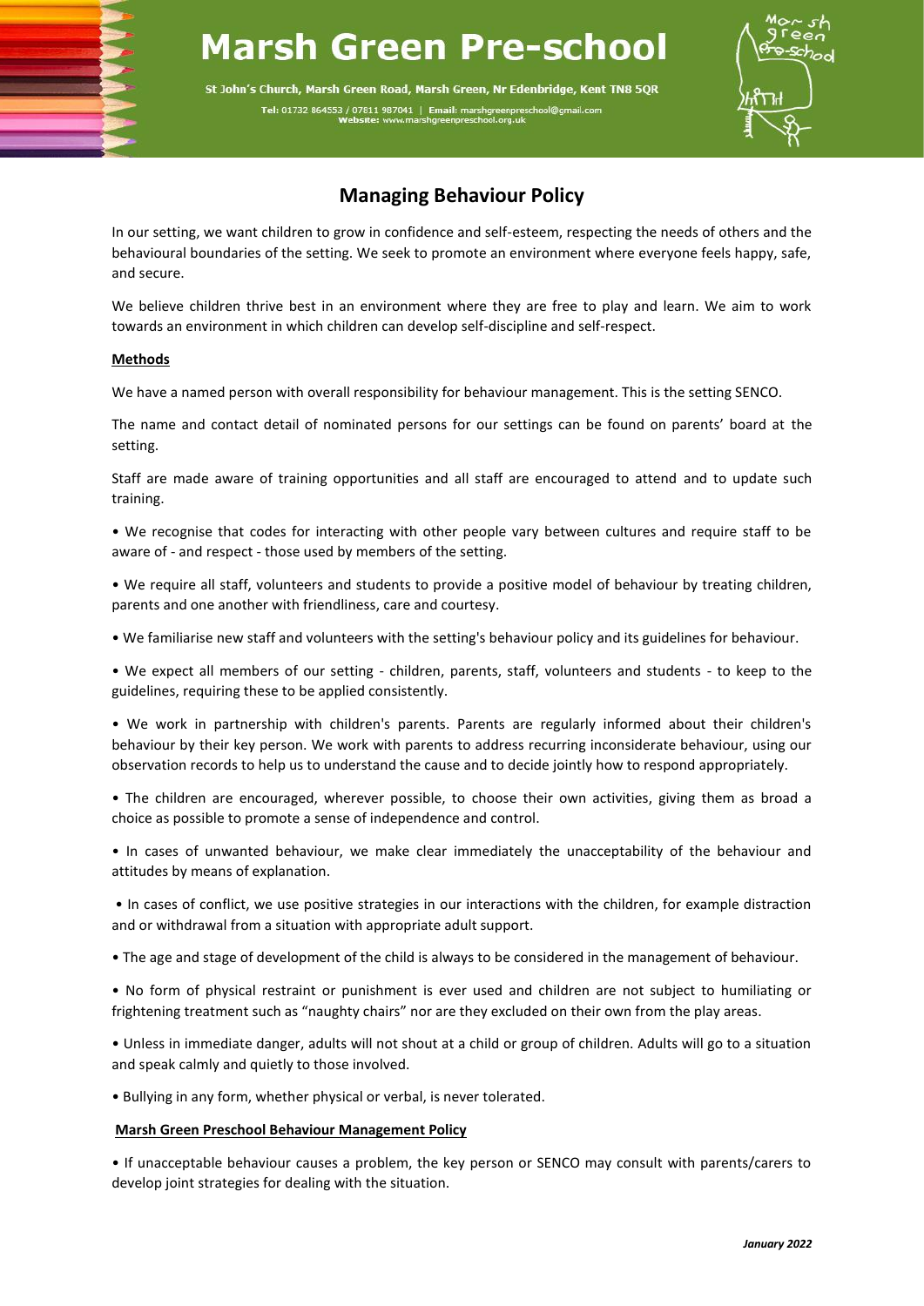# Marsh Green Pre-school

St John's Church, Marsh Green Road, Marsh Green, Nr Edenbridge, Kent TN8 5QR

**Tel:** 01732 864553 / 07811 987041 | **Email:** marshgreenpreschool@gmail.com
**Website:** www.marshgreenpreschool.org.uk

## Managing Behaviour Policy

In our setting, we want children to grow in confidence and self-esteem, respecting the needs of others and the behavioural boundaries of the setting. We seek to promote an environment where everyone feels happy, safe, and secure.

We believe children thrive best in an environment where they are free to play and learn. We aim to work towards an environment in which children can develop self-discipline and self-respect.

**Methods**

We have a named person with overall responsibility for behaviour management. This is the setting SENCO.

The name and contact detail of nominated persons for our settings can be found on parents' board at the setting.

Staff are made aware of training opportunities and all staff are encouraged to attend and to update such training.

- We recognise that codes for interacting with other people vary between cultures and require staff to be aware of - and respect - those used by members of the setting.
- We require all staff, volunteers and students to provide a positive model of behaviour by treating children, parents and one another with friendliness, care and courtesy.
- We familiarise new staff and volunteers with the setting's behaviour policy and its guidelines for behaviour.
- We expect all members of our setting - children, parents, staff, volunteers and students - to keep to the guidelines, requiring these to be applied consistently.
- We work in partnership with children's parents. Parents are regularly informed about their children's behaviour by their key person. We work with parents to address recurring inconsiderate behaviour, using our observation records to help us to understand the cause and to decide jointly how to respond appropriately.
- The children are encouraged, wherever possible, to choose their own activities, giving them as broad a choice as possible to promote a sense of independence and control.
- In cases of unwanted behaviour, we make clear immediately the unacceptability of the behaviour and attitudes by means of explanation.
- In cases of conflict, we use positive strategies in our interactions with the children, for example distraction and or withdrawal from a situation with appropriate adult support.
- The age and stage of development of the child is always to be considered in the management of behaviour.
- No form of physical restraint or punishment is ever used and children are not subject to humiliating or frightening treatment such as "naughty chairs" nor are they excluded on their own from the play areas.
- Unless in immediate danger, adults will not shout at a child or group of children. Adults will go to a situation and speak calmly and quietly to those involved.
- Bullying in any form, whether physical or verbal, is never tolerated.

**Marsh Green Preschool Behaviour Management Policy**

- If unacceptable behaviour causes a problem, the key person or SENCO may consult with parents/carers to develop joint strategies for dealing with the situation.

*January 2022*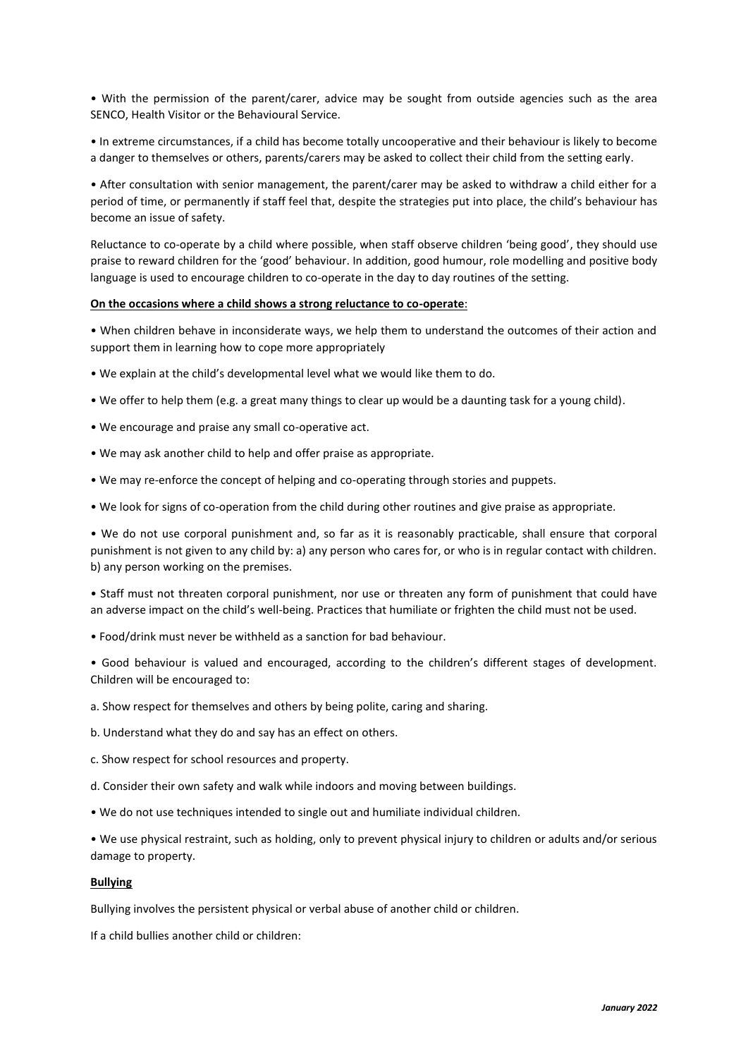• With the permission of the parent/carer, advice may be sought from outside agencies such as the area SENCO, Health Visitor or the Behavioural Service.

• In extreme circumstances, if a child has become totally uncooperative and their behaviour is likely to become a danger to themselves or others, parents/carers may be asked to collect their child from the setting early.

• After consultation with senior management, the parent/carer may be asked to withdraw a child either for a period of time, or permanently if staff feel that, despite the strategies put into place, the child's behaviour has become an issue of safety.

Reluctance to co-operate by a child where possible, when staff observe children 'being good', they should use praise to reward children for the 'good' behaviour. In addition, good humour, role modelling and positive body language is used to encourage children to co-operate in the day to day routines of the setting.

**On the occasions where a child shows a strong reluctance to co-operate**:

• When children behave in inconsiderate ways, we help them to understand the outcomes of their action and support them in learning how to cope more appropriately

• We explain at the child's developmental level what we would like them to do.

• We offer to help them (e.g. a great many things to clear up would be a daunting task for a young child).

• We encourage and praise any small co-operative act.

• We may ask another child to help and offer praise as appropriate.

• We may re-enforce the concept of helping and co-operating through stories and puppets.

• We look for signs of co-operation from the child during other routines and give praise as appropriate.

• We do not use corporal punishment and, so far as it is reasonably practicable, shall ensure that corporal punishment is not given to any child by: a) any person who cares for, or who is in regular contact with children. b) any person working on the premises.

• Staff must not threaten corporal punishment, nor use or threaten any form of punishment that could have an adverse impact on the child's well-being. Practices that humiliate or frighten the child must not be used.

• Food/drink must never be withheld as a sanction for bad behaviour.

• Good behaviour is valued and encouraged, according to the children's different stages of development. Children will be encouraged to:

a. Show respect for themselves and others by being polite, caring and sharing.

b. Understand what they do and say has an effect on others.

c. Show respect for school resources and property.

d. Consider their own safety and walk while indoors and moving between buildings.

• We do not use techniques intended to single out and humiliate individual children.

• We use physical restraint, such as holding, only to prevent physical injury to children or adults and/or serious damage to property.

**Bullying**

Bullying involves the persistent physical or verbal abuse of another child or children.

If a child bullies another child or children: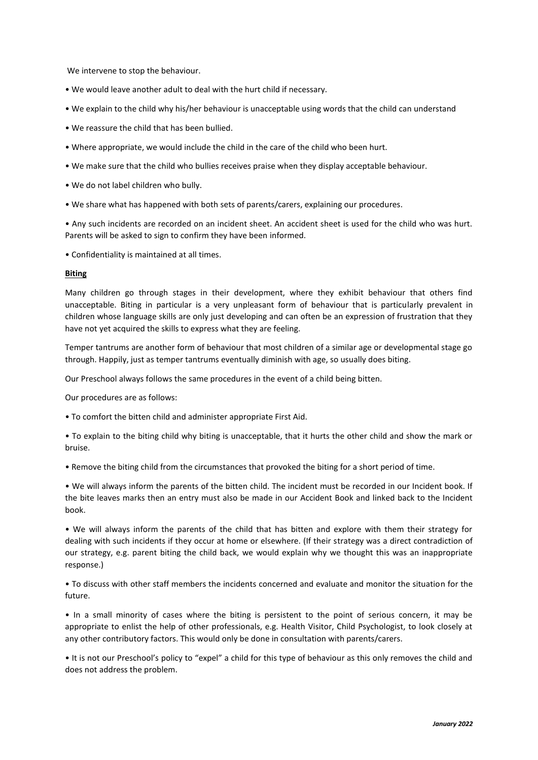We intervene to stop the behaviour.

- We would leave another adult to deal with the hurt child if necessary.
- We explain to the child why his/her behaviour is unacceptable using words that the child can understand
- We reassure the child that has been bullied.
- Where appropriate, we would include the child in the care of the child who been hurt.
- We make sure that the child who bullies receives praise when they display acceptable behaviour.
- We do not label children who bully.
- We share what has happened with both sets of parents/carers, explaining our procedures.
- Any such incidents are recorded on an incident sheet. An accident sheet is used for the child who was hurt. Parents will be asked to sign to confirm they have been informed.
- Confidentiality is maintained at all times.

**Biting**

Many children go through stages in their development, where they exhibit behaviour that others find unacceptable. Biting in particular is a very unpleasant form of behaviour that is particularly prevalent in children whose language skills are only just developing and can often be an expression of frustration that they have not yet acquired the skills to express what they are feeling.

Temper tantrums are another form of behaviour that most children of a similar age or developmental stage go through. Happily, just as temper tantrums eventually diminish with age, so usually does biting.

Our Preschool always follows the same procedures in the event of a child being bitten.

Our procedures are as follows:

- To comfort the bitten child and administer appropriate First Aid.
- To explain to the biting child why biting is unacceptable, that it hurts the other child and show the mark or bruise.
- Remove the biting child from the circumstances that provoked the biting for a short period of time.
- We will always inform the parents of the bitten child. The incident must be recorded in our Incident book. If the bite leaves marks then an entry must also be made in our Accident Book and linked back to the Incident book.
- We will always inform the parents of the child that has bitten and explore with them their strategy for dealing with such incidents if they occur at home or elsewhere. (If their strategy was a direct contradiction of our strategy, e.g. parent biting the child back, we would explain why we thought this was an inappropriate response.)
- To discuss with other staff members the incidents concerned and evaluate and monitor the situation for the future.
- In a small minority of cases where the biting is persistent to the point of serious concern, it may be appropriate to enlist the help of other professionals, e.g. Health Visitor, Child Psychologist, to look closely at any other contributory factors. This would only be done in consultation with parents/carers.
- It is not our Preschool's policy to "expel" a child for this type of behaviour as this only removes the child and does not address the problem.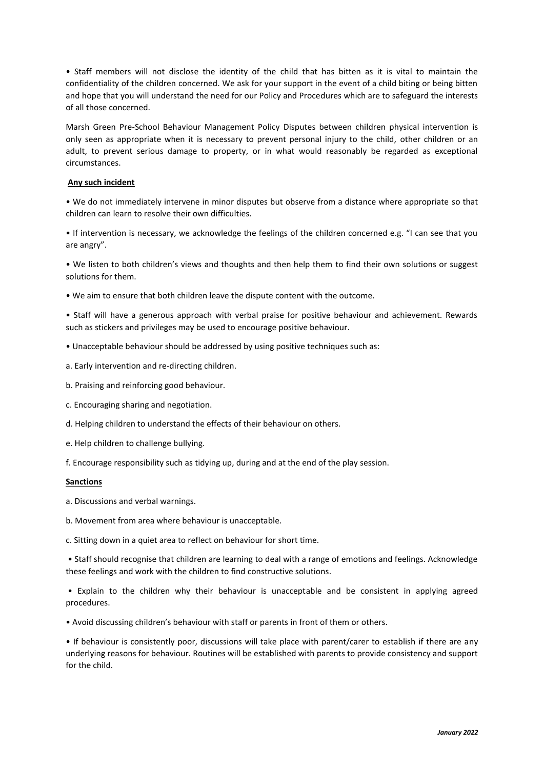- Staff members will not disclose the identity of the child that has bitten as it is vital to maintain the confidentiality of the children concerned. We ask for your support in the event of a child biting or being bitten and hope that you will understand the need for our Policy and Procedures which are to safeguard the interests of all those concerned.

Marsh Green Pre-School Behaviour Management Policy Disputes between children physical intervention is only seen as appropriate when it is necessary to prevent personal injury to the child, other children or an adult, to prevent serious damage to property, or in what would reasonably be regarded as exceptional circumstances.

**Any such incident**

- We do not immediately intervene in minor disputes but observe from a distance where appropriate so that children can learn to resolve their own difficulties.
- If intervention is necessary, we acknowledge the feelings of the children concerned e.g. "I can see that you are angry".
- We listen to both children's views and thoughts and then help them to find their own solutions or suggest solutions for them.
- We aim to ensure that both children leave the dispute content with the outcome.
- Staff will have a generous approach with verbal praise for positive behaviour and achievement. Rewards such as stickers and privileges may be used to encourage positive behaviour.
- Unacceptable behaviour should be addressed by using positive techniques such as:

a. Early intervention and re-directing children.

b. Praising and reinforcing good behaviour.

c. Encouraging sharing and negotiation.

d. Helping children to understand the effects of their behaviour on others.

e. Help children to challenge bullying.

f. Encourage responsibility such as tidying up, during and at the end of the play session.

**Sanctions**

a. Discussions and verbal warnings.

b. Movement from area where behaviour is unacceptable.

c. Sitting down in a quiet area to reflect on behaviour for short time.

- Staff should recognise that children are learning to deal with a range of emotions and feelings. Acknowledge these feelings and work with the children to find constructive solutions.
- Explain to the children why their behaviour is unacceptable and be consistent in applying agreed procedures.
- Avoid discussing children's behaviour with staff or parents in front of them or others.
- If behaviour is consistently poor, discussions will take place with parent/carer to establish if there are any underlying reasons for behaviour. Routines will be established with parents to provide consistency and support for the child.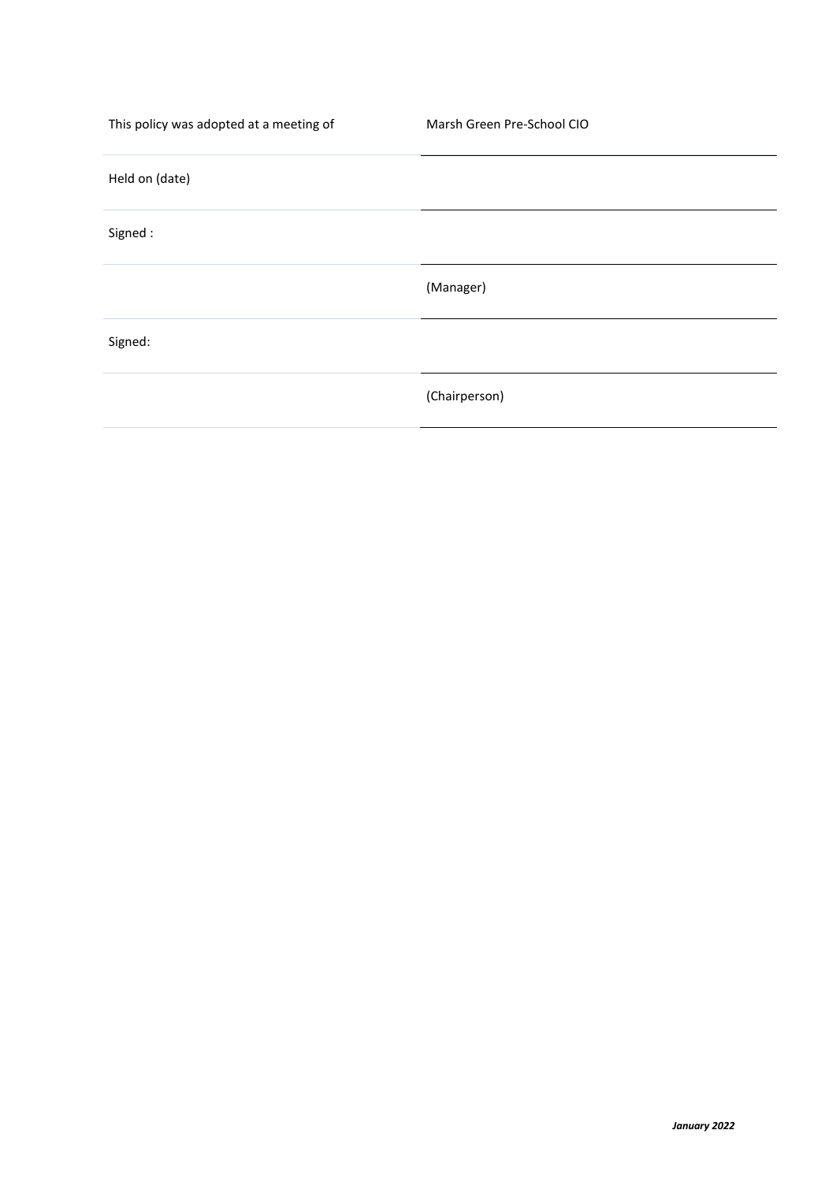| | |
|---|---|
| This policy was adopted at a meeting of | Marsh Green Pre-School CIO |
| Held on (date) | |
| Signed : | |
| | (Manager) |
| Signed: | |
| | (Chairperson) |

***January 2022***